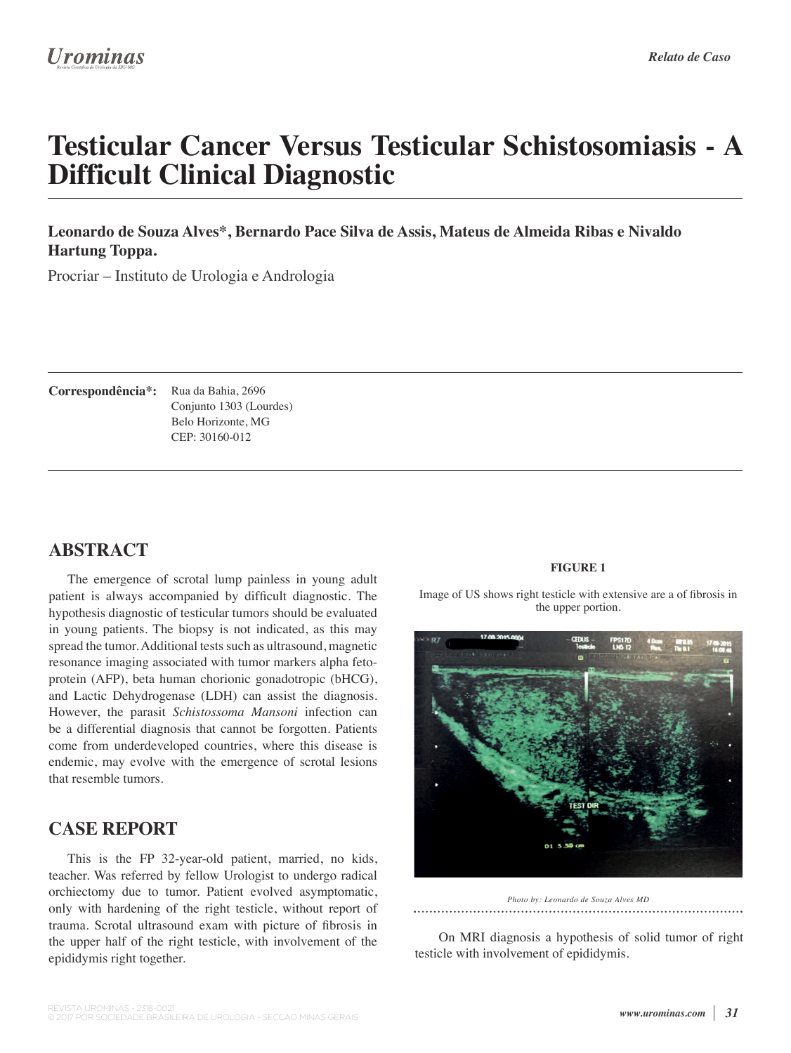# Testicular Cancer Versus Testicular Schistosomiasis - A Difficult Clinical Diagnostic

**Leonardo de Souza Alves*, Bernardo Pace Silva de Assis, Mateus de Almeida Ribas e Nivaldo Hartung Toppa.**

Procriar – Instituto de Urologia e Andrologia

**Correspondência*:** Rua da Bahia, 2696
Conjunto 1303 (Lourdes)
Belo Horizonte, MG
CEP: 30160-012

## ABSTRACT

The emergence of scrotal lump painless in young adult patient is always accompanied by difficult diagnostic. The hypothesis diagnostic of testicular tumors should be evaluated in young patients. The biopsy is not indicated, as this may spread the tumor. Additional tests such as ultrasound, magnetic resonance imaging associated with tumor markers alpha feto-protein (AFP), beta human chorionic gonadotropic (bHCG), and Lactic Dehydrogenase (LDH) can assist the diagnosis. However, the parasit *Schistossoma Mansoni* infection can be a differential diagnosis that cannot be forgotten. Patients come from underdeveloped countries, where this disease is endemic, may evolve with the emergence of scrotal lesions that resemble tumors.

## CASE REPORT

This is the FP 32-year-old patient, married, no kids, teacher. Was referred by fellow Urologist to undergo radical orchiectomy due to tumor. Patient evolved asymptomatic, only with hardening of the right testicle, without report of trauma. Scrotal ultrasound exam with picture of fibrosis in the upper half of the right testicle, with involvement of the epididymis right together.

**FIGURE 1**

Image of US shows right testicle with extensive are a of fibrosis in the upper portion.

*Photo by: Leonardo de Souza Alves MD*

On MRI diagnosis a hypothesis of solid tumor of right testicle with involvement of epididymis.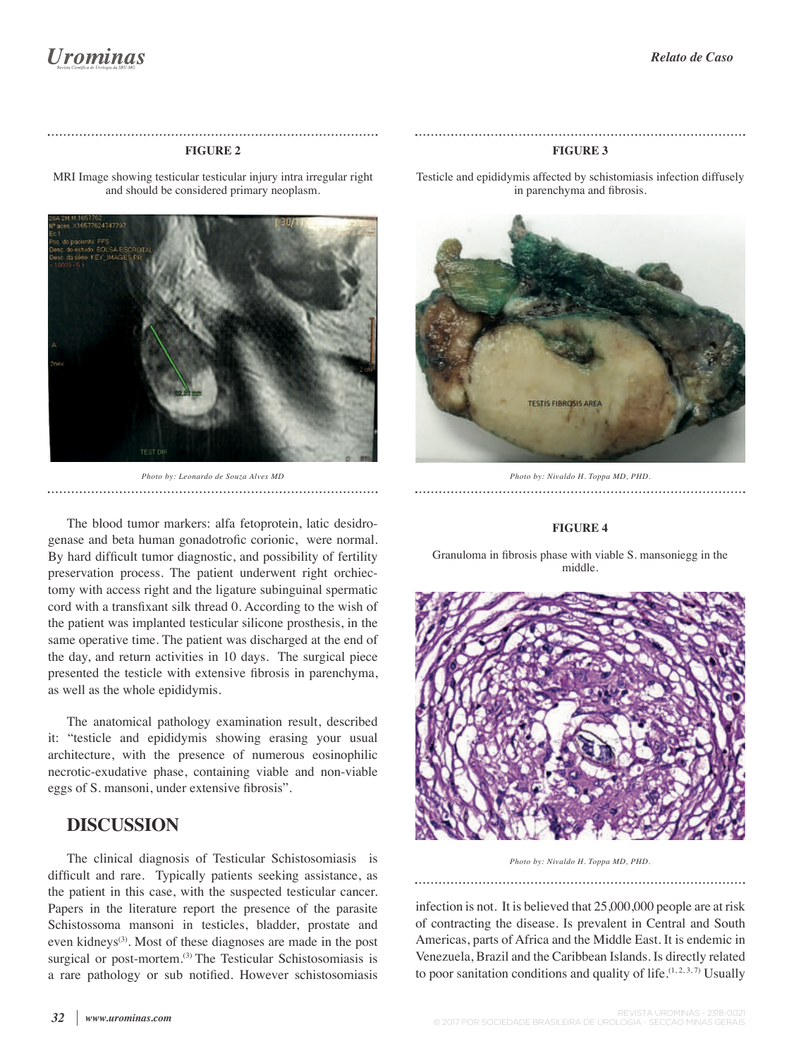**FIGURE 2**

MRI Image showing testicular testicular injury intra irregular right and should be considered primary neoplasm.

*Photo by: Leonardo de Souza Alves MD*

**FIGURE 3**

Testicle and epididymis affected by schistomiasis infection diffusely in parenchyma and fibrosis.

*Photo by: Nivaldo H. Toppa MD, PHD.*

The blood tumor markers: alfa fetoprotein, latic desidrogenase and beta human gonadotrofic corionic, were normal. By hard difficult tumor diagnostic, and possibility of fertility preservation process. The patient underwent right orchiectomy with access right and the ligature subinguinal spermatic cord with a transfixant silk thread 0. According to the wish of the patient was implanted testicular silicone prosthesis, in the same operative time. The patient was discharged at the end of the day, and return activities in 10 days. The surgical piece presented the testicle with extensive fibrosis in parenchyma, as well as the whole epididymis.

The anatomical pathology examination result, described it: "testicle and epididymis showing erasing your usual architecture, with the presence of numerous eosinophilic necrotic-exudative phase, containing viable and non-viable eggs of S. mansoni, under extensive fibrosis".

## DISCUSSION

The clinical diagnosis of Testicular Schistosomiasis is difficult and rare. Typically patients seeking assistance, as the patient in this case, with the suspected testicular cancer. Papers in the literature report the presence of the parasite Schistossoma mansoni in testicles, bladder, prostate and even kidneys[3]. Most of these diagnoses are made in the post surgical or post-mortem.[3] The Testicular Schistosomiasis is a rare pathology or sub notified. However schistosomiasis infection is not. It is believed that 25,000,000 people are at risk of contracting the disease. Is prevalent in Central and South Americas, parts of Africa and the Middle East. It is endemic in Venezuela, Brazil and the Caribbean Islands. Is directly related to poor sanitation conditions and quality of life.[1, 2, 3, 7] Usually

**FIGURE 4**

Granuloma in fibrosis phase with viable S. mansoniegg in the middle.

*Photo by: Nivaldo H. Toppa MD, PHD.*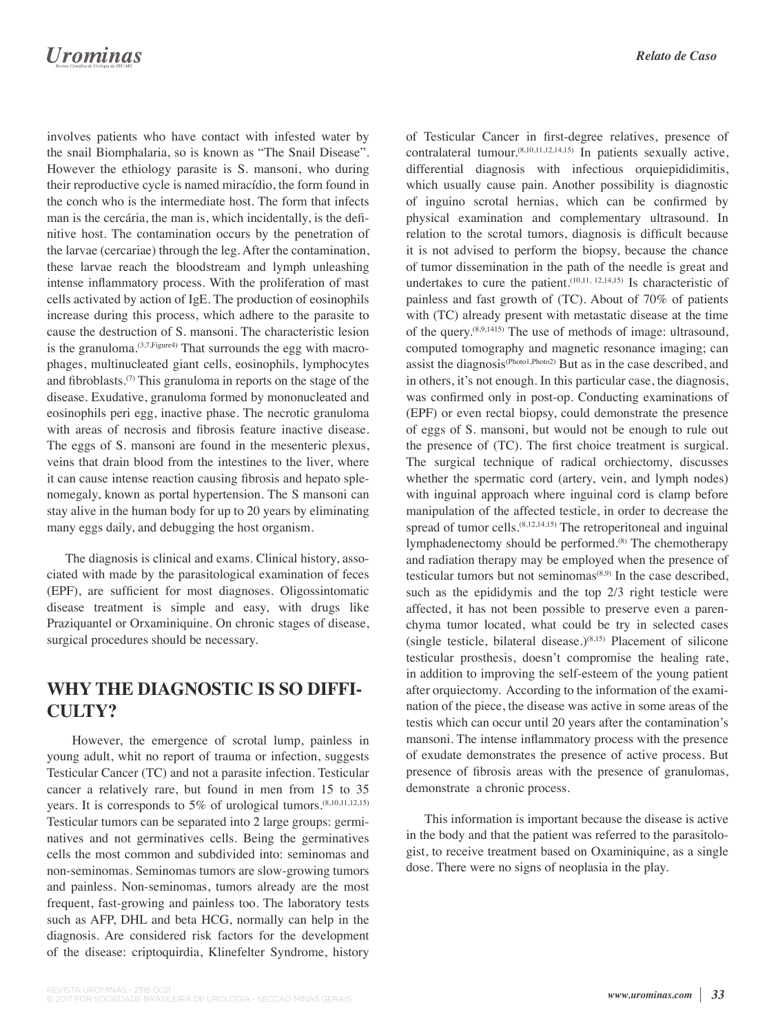involves patients who have contact with infested water by the snail Biomphalaria, so is known as "The Snail Disease". However the ethiology parasite is S. mansoni, who during their reproductive cycle is named miracídio, the form found in the conch who is the intermediate host. The form that infects man is the cercária, the man is, which incidentally, is the definitive host. The contamination occurs by the penetration of the larvae (cercariae) through the leg. After the contamination, these larvae reach the bloodstream and lymph unleashing intense inflammatory process. With the proliferation of mast cells activated by action of IgE. The production of eosinophils increase during this process, which adhere to the parasite to cause the destruction of S. mansoni. The characteristic lesion is the granuloma.[3,7,Figure4] That surrounds the egg with macrophages, multinucleated giant cells, eosinophils, lymphocytes and fibroblasts.[7] This granuloma in reports on the stage of the disease. Exudative, granuloma formed by mononucleated and eosinophils peri egg, inactive phase. The necrotic granuloma with areas of necrosis and fibrosis feature inactive disease. The eggs of S. mansoni are found in the mesenteric plexus, veins that drain blood from the intestines to the liver, where it can cause intense reaction causing fibrosis and hepato splenomegaly, known as portal hypertension. The S mansoni can stay alive in the human body for up to 20 years by eliminating many eggs daily, and debugging the host organism.

The diagnosis is clinical and exams. Clinical history, associated with made by the parasitological examination of feces (EPF), are sufficient for most diagnoses. Oligossintomatic disease treatment is simple and easy, with drugs like Praziquantel or Orxaminiquine. On chronic stages of disease, surgical procedures should be necessary.

## WHY THE DIAGNOSTIC IS SO DIFFICULTY?

However, the emergence of scrotal lump, painless in young adult, whit no report of trauma or infection, suggests Testicular Cancer (TC) and not a parasite infection. Testicular cancer a relatively rare, but found in men from 15 to 35 years. It is corresponds to 5% of urological tumors.[8,10,11,12,15] Testicular tumors can be separated into 2 large groups: germinatives and not germinatives cells. Being the germinatives cells the most common and subdivided into: seminomas and non-seminomas. Seminomas tumors are slow-growing tumors and painless. Non-seminomas, tumors already are the most frequent, fast-growing and painless too. The laboratory tests such as AFP, DHL and beta HCG, normally can help in the diagnosis. Are considered risk factors for the development of the disease: criptoquirdia, Klinefelter Syndrome, history of Testicular Cancer in first-degree relatives, presence of contralateral tumour.[8,10,11,12,14,15] In patients sexually active, differential diagnosis with infectious orquiepididimitis, which usually cause pain. Another possibility is diagnostic of inguino scrotal hernias, which can be confirmed by physical examination and complementary ultrasound. In relation to the scrotal tumors, diagnosis is difficult because it is not advised to perform the biopsy, because the chance of tumor dissemination in the path of the needle is great and undertakes to cure the patient.[10,11, 12,14,15] Is characteristic of painless and fast growth of (TC). About of 70% of patients with (TC) already present with metastatic disease at the time of the query.[8,9,1415] The use of methods of image: ultrasound, computed tomography and magnetic resonance imaging; can assist the diagnosis[Photo1,Photo2] But as in the case described, and in others, it's not enough. In this particular case, the diagnosis, was confirmed only in post-op. Conducting examinations of (EPF) or even rectal biopsy, could demonstrate the presence of eggs of S. mansoni, but would not be enough to rule out the presence of (TC). The first choice treatment is surgical. The surgical technique of radical orchiectomy, discusses whether the spermatic cord (artery, vein, and lymph nodes) with inguinal approach where inguinal cord is clamp before manipulation of the affected testicle, in order to decrease the spread of tumor cells.[8,12,14,15] The retroperitoneal and inguinal lymphadenectomy should be performed.[8] The chemotherapy and radiation therapy may be employed when the presence of testicular tumors but not seminomas[8,9] In the case described, such as the epididymis and the top 2/3 right testicle were affected, it has not been possible to preserve even a parenchyma tumor located, what could be try in selected cases (single testicle, bilateral disease.)[8,15] Placement of silicone testicular prosthesis, doesn't compromise the healing rate, in addition to improving the self-esteem of the young patient after orquiectomy. According to the information of the examination of the piece, the disease was active in some areas of the testis which can occur until 20 years after the contamination's mansoni. The intense inflammatory process with the presence of exudate demonstrates the presence of active process. But presence of fibrosis areas with the presence of granulomas, demonstrate a chronic process.

This information is important because the disease is active in the body and that the patient was referred to the parasitologist, to receive treatment based on Oxaminiquine, as a single dose. There were no signs of neoplasia in the play.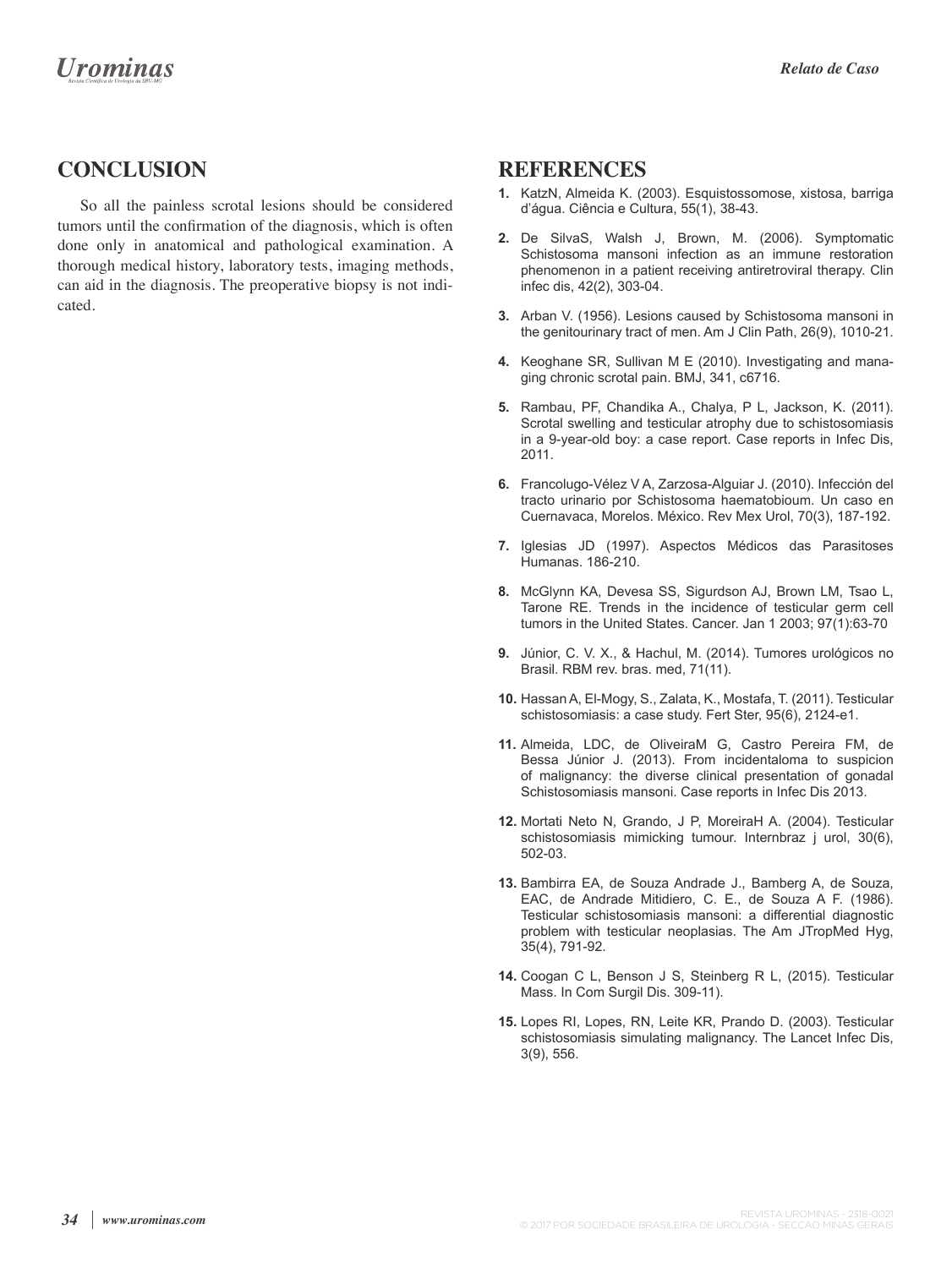## CONCLUSION

So all the painless scrotal lesions should be considered tumors until the confirmation of the diagnosis, which is often done only in anatomical and pathological examination. A thorough medical history, laboratory tests, imaging methods, can aid in the diagnosis. The preoperative biopsy is not indicated.

## REFERENCES

1. KatzN, Almeida K. (2003). Esquistossomose, xistosa, barriga d'água. Ciência e Cultura, 55(1), 38-43.
2. De SilvaS, Walsh J, Brown, M. (2006). Symptomatic Schistosoma mansoni infection as an immune restoration phenomenon in a patient receiving antiretroviral therapy. Clin infec dis, 42(2), 303-04.
3. Arban V. (1956). Lesions caused by Schistosoma mansoni in the genitourinary tract of men. Am J Clin Path, 26(9), 1010-21.
4. Keoghane SR, Sullivan M E (2010). Investigating and managing chronic scrotal pain. BMJ, 341, c6716.
5. Rambau, PF, Chandika A., Chalya, P L, Jackson, K. (2011). Scrotal swelling and testicular atrophy due to schistosomiasis in a 9-year-old boy: a case report. Case reports in Infec Dis, 2011.
6. Francolugo-Vélez V A, Zarzosa-Alguiar J. (2010). Infección del tracto urinario por Schistosoma haematobioum. Un caso en Cuernavaca, Morelos. México. Rev Mex Urol, 70(3), 187-192.
7. Iglesias JD (1997). Aspectos Médicos das Parasitoses Humanas. 186-210.
8. McGlynn KA, Devesa SS, Sigurdson AJ, Brown LM, Tsao L, Tarone RE. Trends in the incidence of testicular germ cell tumors in the United States. Cancer. Jan 1 2003; 97(1):63-70
9. Júnior, C. V. X., & Hachul, M. (2014). Tumores urológicos no Brasil. RBM rev. bras. med, 71(11).
10. Hassan A, El-Mogy, S., Zalata, K., Mostafa, T. (2011). Testicular schistosomiasis: a case study. Fert Ster, 95(6), 2124-e1.
11. Almeida, LDC, de OliveiraM G, Castro Pereira FM, de Bessa Júnior J. (2013). From incidentaloma to suspicion of malignancy: the diverse clinical presentation of gonadal Schistosomiasis mansoni. Case reports in Infec Dis 2013.
12. Mortati Neto N, Grando, J P, MoreiraH A. (2004). Testicular schistosomiasis mimicking tumour. Internbraz j urol, 30(6), 502-03.
13. Bambirra EA, de Souza Andrade J., Bamberg A, de Souza, EAC, de Andrade Mitidiero, C. E., de Souza A F. (1986). Testicular schistosomiasis mansoni: a differential diagnostic problem with testicular neoplasias. The Am JTropMed Hyg, 35(4), 791-92.
14. Coogan C L, Benson J S, Steinberg R L, (2015). Testicular Mass. In Com Surgil Dis. 309-11).
15. Lopes RI, Lopes, RN, Leite KR, Prando D. (2003). Testicular schistosomiasis simulating malignancy. The Lancet Infec Dis, 3(9), 556.